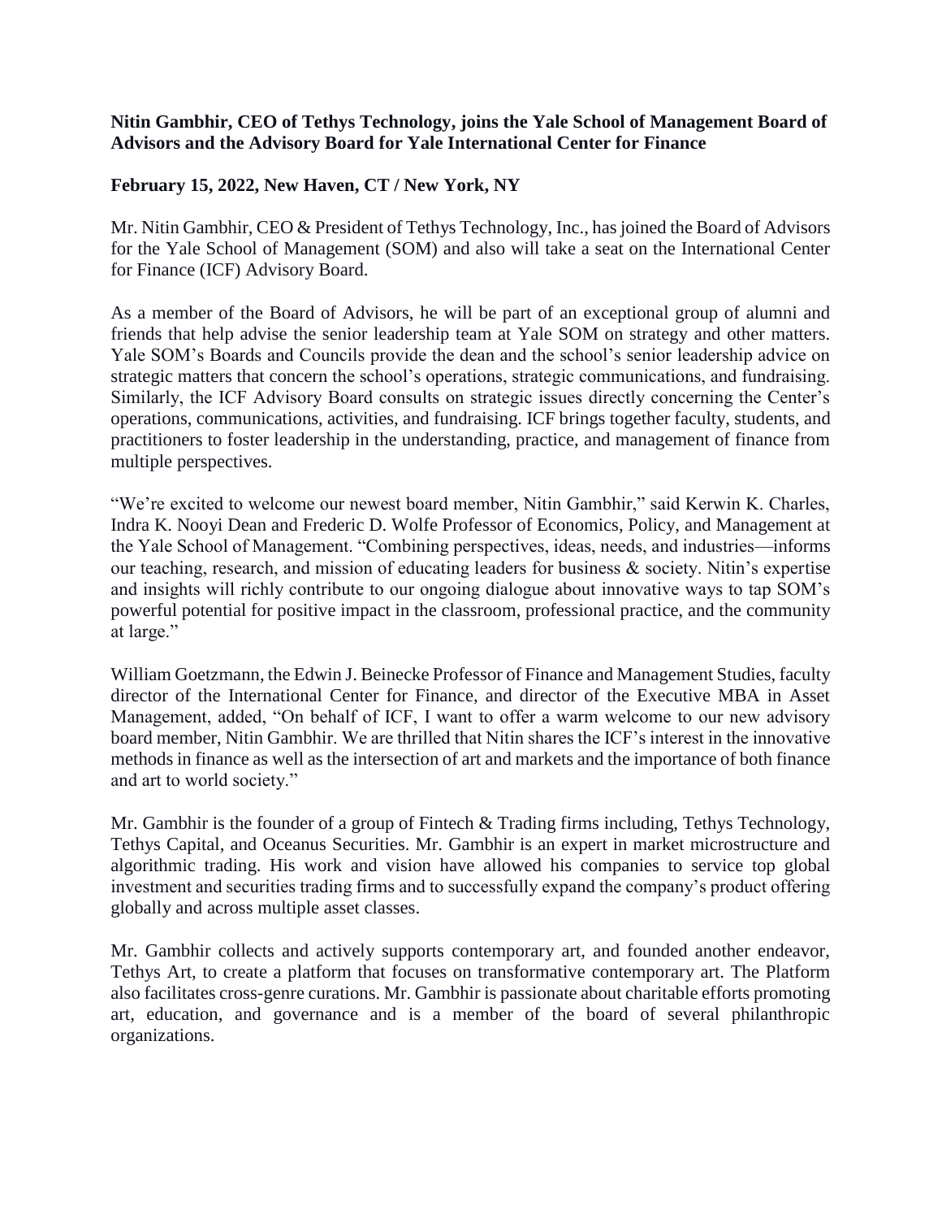**Nitin Gambhir, CEO of Tethys Technology, joins the Yale School of Management Board of Advisors and the Advisory Board for Yale International Center for Finance**

**February 15, 2022, New Haven, CT / New York, NY**

Mr. Nitin Gambhir, CEO & President of Tethys Technology, Inc., has joined the Board of Advisors for the Yale School of Management (SOM) and also will take a seat on the International Center for Finance (ICF) Advisory Board.

As a member of the Board of Advisors, he will be part of an exceptional group of alumni and friends that help advise the senior leadership team at Yale SOM on strategy and other matters. Yale SOM's Boards and Councils provide the dean and the school's senior leadership advice on strategic matters that concern the school's operations, strategic communications, and fundraising. Similarly, the ICF Advisory Board consults on strategic issues directly concerning the Center's operations, communications, activities, and fundraising. ICF brings together faculty, students, and practitioners to foster leadership in the understanding, practice, and management of finance from multiple perspectives.

"We're excited to welcome our newest board member, Nitin Gambhir," said Kerwin K. Charles, Indra K. Nooyi Dean and Frederic D. Wolfe Professor of Economics, Policy, and Management at the Yale School of Management. "Combining perspectives, ideas, needs, and industries—informs our teaching, research, and mission of educating leaders for business & society. Nitin's expertise and insights will richly contribute to our ongoing dialogue about innovative ways to tap SOM's powerful potential for positive impact in the classroom, professional practice, and the community at large."

William Goetzmann, the Edwin J. Beinecke Professor of Finance and Management Studies, faculty director of the International Center for Finance, and director of the Executive MBA in Asset Management, added, "On behalf of ICF, I want to offer a warm welcome to our new advisory board member, Nitin Gambhir. We are thrilled that Nitin shares the ICF's interest in the innovative methods in finance as well as the intersection of art and markets and the importance of both finance and art to world society."

Mr. Gambhir is the founder of a group of Fintech & Trading firms including, Tethys Technology, Tethys Capital, and Oceanus Securities. Mr. Gambhir is an expert in market microstructure and algorithmic trading. His work and vision have allowed his companies to service top global investment and securities trading firms and to successfully expand the company's product offering globally and across multiple asset classes.

Mr. Gambhir collects and actively supports contemporary art, and founded another endeavor, Tethys Art, to create a platform that focuses on transformative contemporary art. The Platform also facilitates cross-genre curations. Mr. Gambhir is passionate about charitable efforts promoting art, education, and governance and is a member of the board of several philanthropic organizations.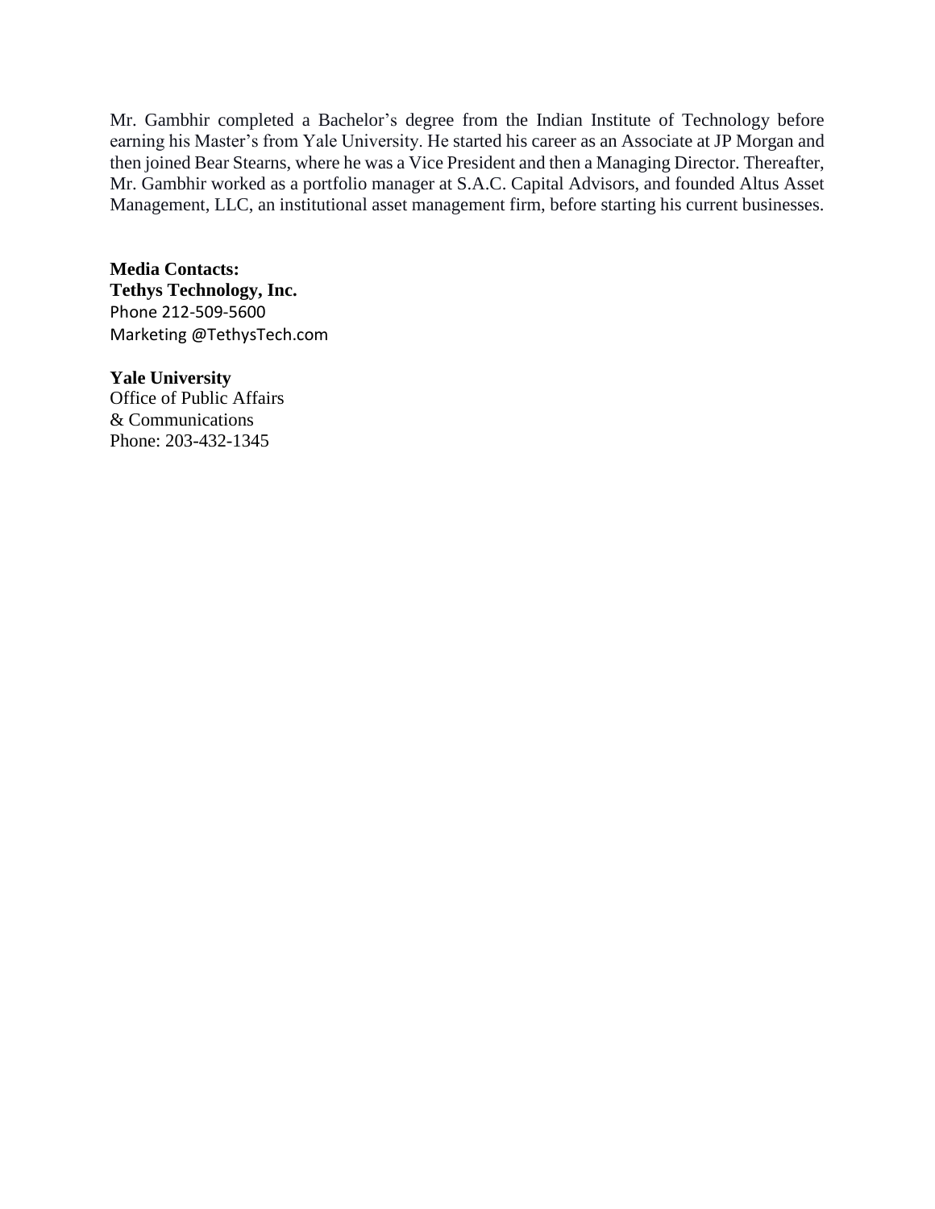Mr. Gambhir completed a Bachelor's degree from the Indian Institute of Technology before earning his Master's from Yale University. He started his career as an Associate at JP Morgan and then joined Bear Stearns, where he was a Vice President and then a Managing Director. Thereafter, Mr. Gambhir worked as a portfolio manager at S.A.C. Capital Advisors, and founded Altus Asset Management, LLC, an institutional asset management firm, before starting his current businesses.

**Media Contacts:**
**Tethys Technology, Inc.**
Phone 212-509-5600
Marketing @TethysTech.com

**Yale University**
Office of Public Affairs
& Communications
Phone: 203-432-1345